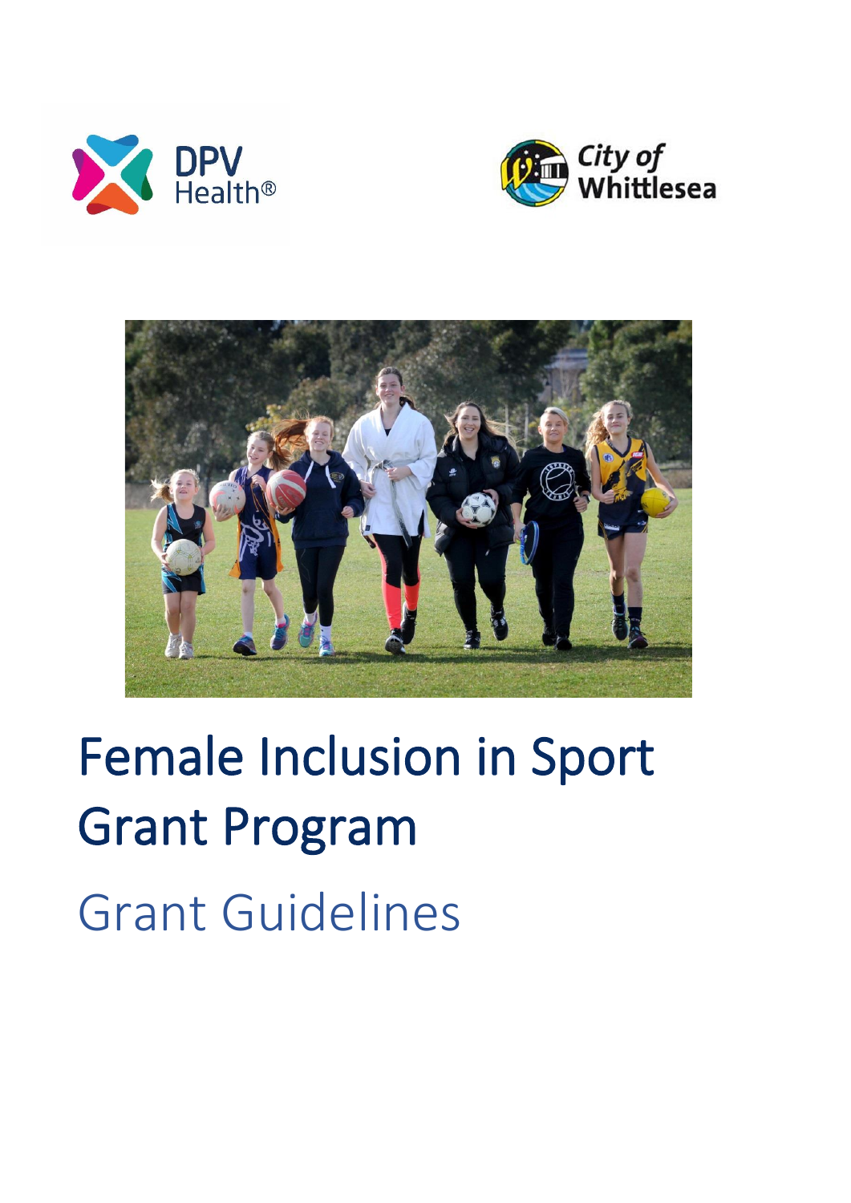# Female Inclusion in Sport Grant Program

## Grant Guidelines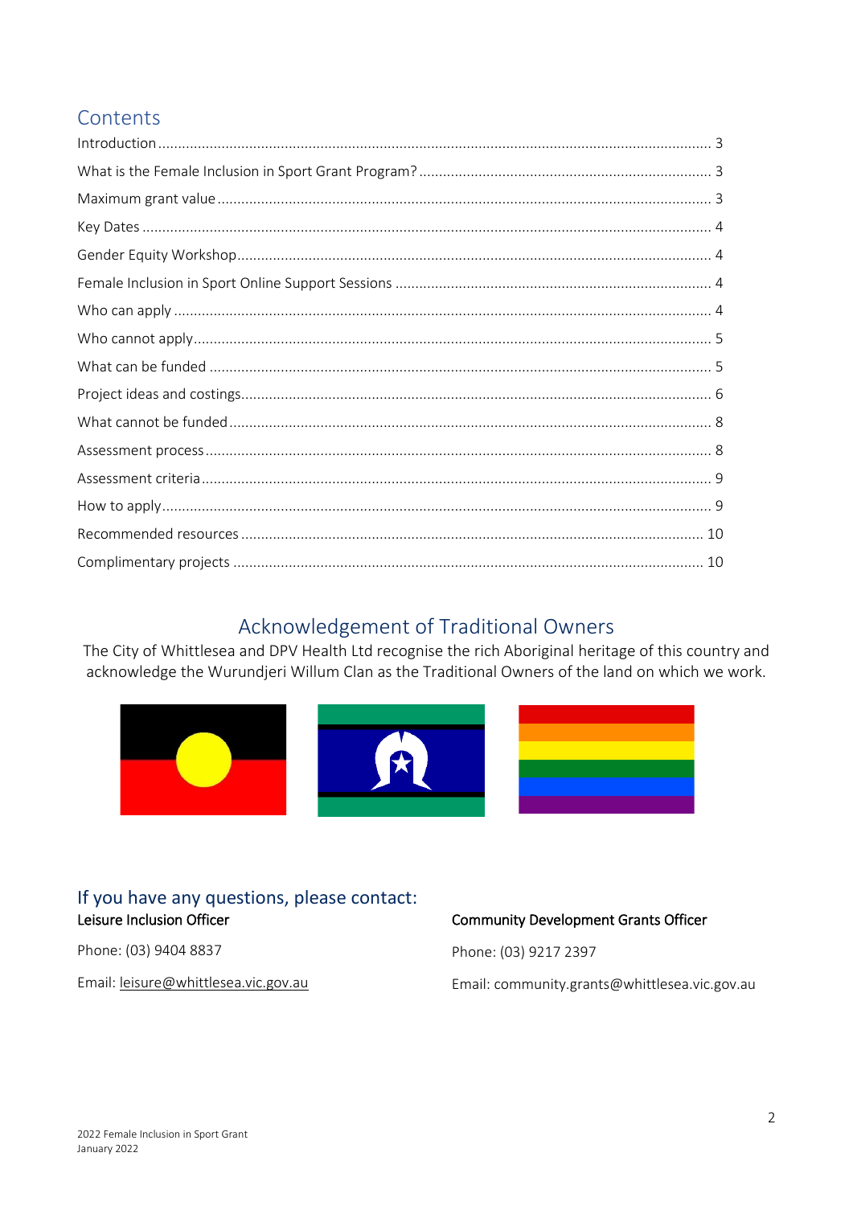## Contents

| | |
|---|---|
| Introduction | 3 |
| What is the Female Inclusion in Sport Grant Program? | 3 |
| Maximum grant value | 3 |
| Key Dates | 4 |
| Gender Equity Workshop | 4 |
| Female Inclusion in Sport Online Support Sessions | 4 |
| Who can apply | 4 |
| Who cannot apply | 5 |
| What can be funded | 5 |
| Project ideas and costings | 6 |
| What cannot be funded | 8 |
| Assessment process | 8 |
| Assessment criteria | 9 |
| How to apply | 9 |
| Recommended resources | 10 |
| Complimentary projects | 10 |

## Acknowledgement of Traditional Owners

The City of Whittlesea and DPV Health Ltd recognise the rich Aboriginal heritage of this country and acknowledge the Wurundjeri Willum Clan as the Traditional Owners of the land on which we work.

## If you have any questions, please contact:

**Leisure Inclusion Officer**

Phone: (03) 9404 8837

Email: leisure@whittlesea.vic.gov.au

**Community Development Grants Officer**

Phone: (03) 9217 2397

Email: community.grants@whittlesea.vic.gov.au

2022 Female Inclusion in Sport Grant
January 2022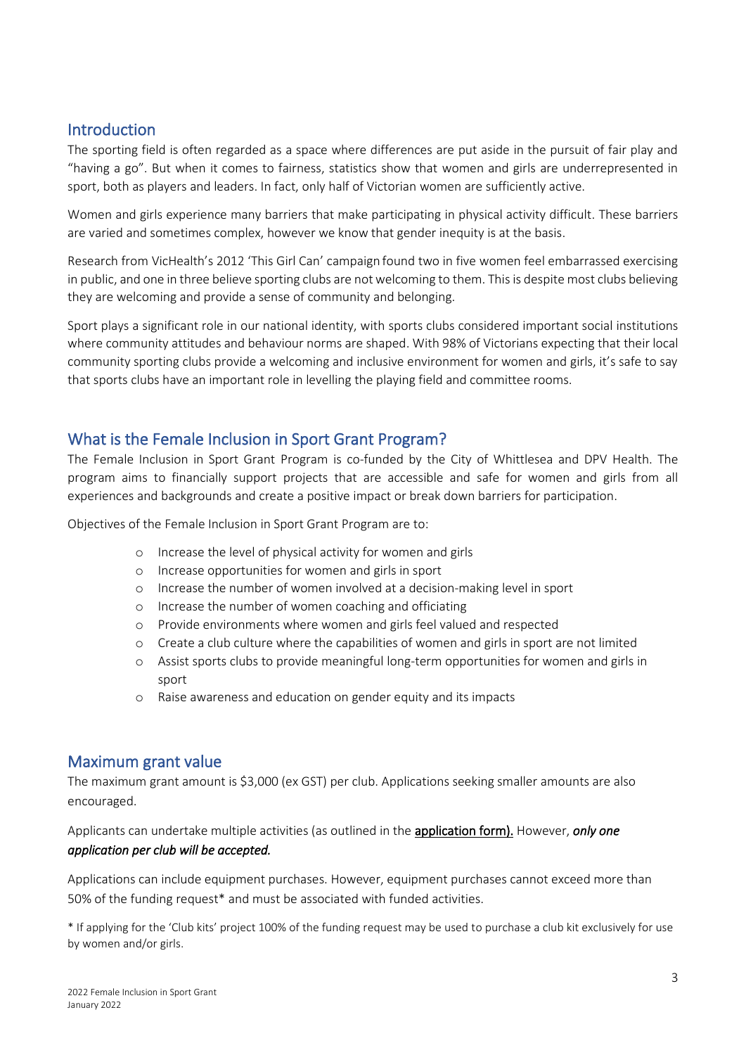## Introduction

The sporting field is often regarded as a space where differences are put aside in the pursuit of fair play and "having a go". But when it comes to fairness, statistics show that women and girls are underrepresented in sport, both as players and leaders. In fact, only half of Victorian women are sufficiently active.

Women and girls experience many barriers that make participating in physical activity difficult. These barriers are varied and sometimes complex, however we know that gender inequity is at the basis.

Research from VicHealth's 2012 'This Girl Can' campaign found two in five women feel embarrassed exercising in public, and one in three believe sporting clubs are not welcoming to them. This is despite most clubs believing they are welcoming and provide a sense of community and belonging.

Sport plays a significant role in our national identity, with sports clubs considered important social institutions where community attitudes and behaviour norms are shaped. With 98% of Victorians expecting that their local community sporting clubs provide a welcoming and inclusive environment for women and girls, it's safe to say that sports clubs have an important role in levelling the playing field and committee rooms.

## What is the Female Inclusion in Sport Grant Program?

The Female Inclusion in Sport Grant Program is co-funded by the City of Whittlesea and DPV Health. The program aims to financially support projects that are accessible and safe for women and girls from all experiences and backgrounds and create a positive impact or break down barriers for participation.

Objectives of the Female Inclusion in Sport Grant Program are to:

- Increase the level of physical activity for women and girls
- Increase opportunities for women and girls in sport
- Increase the number of women involved at a decision-making level in sport
- Increase the number of women coaching and officiating
- Provide environments where women and girls feel valued and respected
- Create a club culture where the capabilities of women and girls in sport are not limited
- Assist sports clubs to provide meaningful long-term opportunities for women and girls in sport
- Raise awareness and education on gender equity and its impacts

## Maximum grant value

The maximum grant amount is $3,000 (ex GST) per club. Applications seeking smaller amounts are also encouraged.

Applicants can undertake multiple activities (as outlined in the **application form).** However, ***only one application per club will be accepted.***

Applications can include equipment purchases. However, equipment purchases cannot exceed more than 50% of the funding request* and must be associated with funded activities.

* If applying for the 'Club kits' project 100% of the funding request may be used to purchase a club kit exclusively for use by women and/or girls.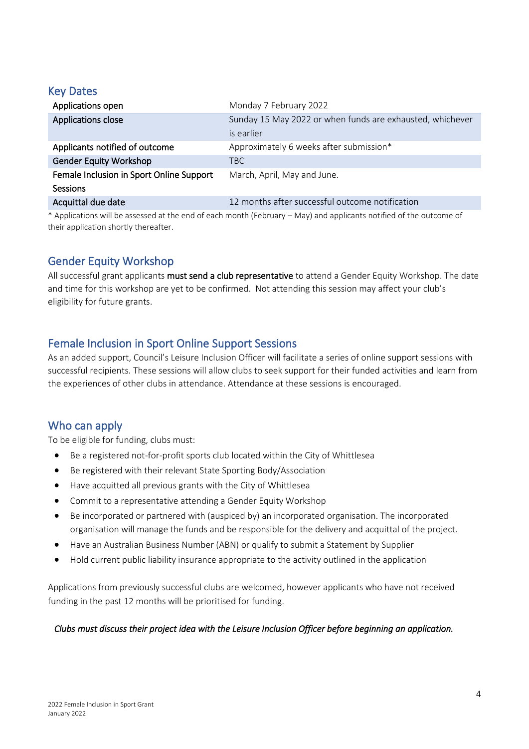## Key Dates

| | |
|---|---|
| Applications open | Monday 7 February 2022 |
| Applications close | Sunday 15 May 2022 or when funds are exhausted, whichever is earlier |
| Applicants notified of outcome | Approximately 6 weeks after submission* |
| Gender Equity Workshop | TBC |
| Female Inclusion in Sport Online Support Sessions | March, April, May and June. |
| Acquittal due date | 12 months after successful outcome notification |

* Applications will be assessed at the end of each month (February – May) and applicants notified of the outcome of their application shortly thereafter.

## Gender Equity Workshop

All successful grant applicants **must send a club representative** to attend a Gender Equity Workshop. The date and time for this workshop are yet to be confirmed. Not attending this session may affect your club's eligibility for future grants.

## Female Inclusion in Sport Online Support Sessions

As an added support, Council's Leisure Inclusion Officer will facilitate a series of online support sessions with successful recipients. These sessions will allow clubs to seek support for their funded activities and learn from the experiences of other clubs in attendance. Attendance at these sessions is encouraged.

## Who can apply

To be eligible for funding, clubs must:

- Be a registered not-for-profit sports club located within the City of Whittlesea
- Be registered with their relevant State Sporting Body/Association
- Have acquitted all previous grants with the City of Whittlesea
- Commit to a representative attending a Gender Equity Workshop
- Be incorporated or partnered with (auspiced by) an incorporated organisation. The incorporated organisation will manage the funds and be responsible for the delivery and acquittal of the project.
- Have an Australian Business Number (ABN) or qualify to submit a Statement by Supplier
- Hold current public liability insurance appropriate to the activity outlined in the application

Applications from previously successful clubs are welcomed, however applicants who have not received funding in the past 12 months will be prioritised for funding.

*Clubs must discuss their project idea with the Leisure Inclusion Officer before beginning an application.*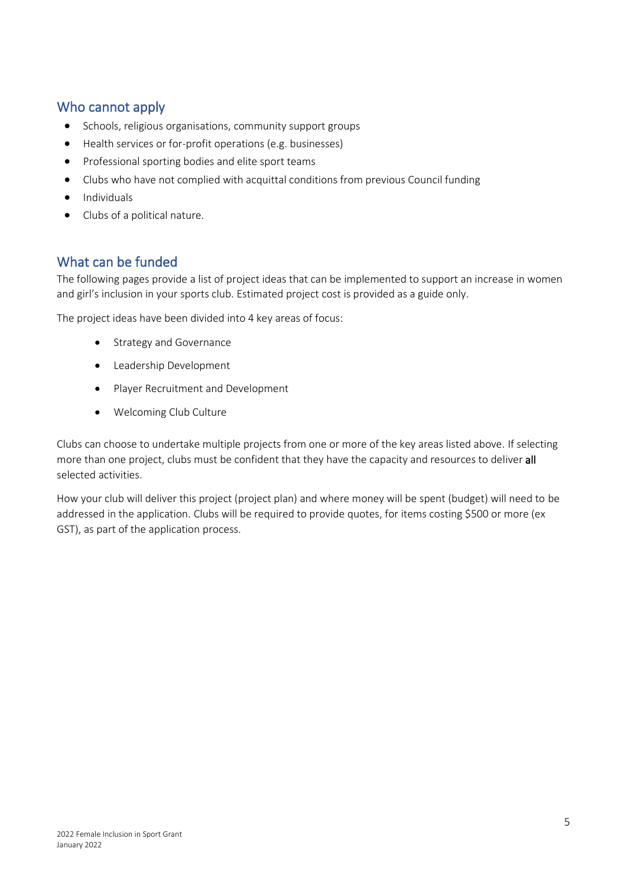## Who cannot apply

- Schools, religious organisations, community support groups
- Health services or for-profit operations (e.g. businesses)
- Professional sporting bodies and elite sport teams
- Clubs who have not complied with acquittal conditions from previous Council funding
- Individuals
- Clubs of a political nature.

## What can be funded

The following pages provide a list of project ideas that can be implemented to support an increase in women and girl's inclusion in your sports club. Estimated project cost is provided as a guide only.

The project ideas have been divided into 4 key areas of focus:

- Strategy and Governance
- Leadership Development
- Player Recruitment and Development
- Welcoming Club Culture

Clubs can choose to undertake multiple projects from one or more of the key areas listed above. If selecting more than one project, clubs must be confident that they have the capacity and resources to deliver **all** selected activities.

How your club will deliver this project (project plan) and where money will be spent (budget) will need to be addressed in the application. Clubs will be required to provide quotes, for items costing $500 or more (ex GST), as part of the application process.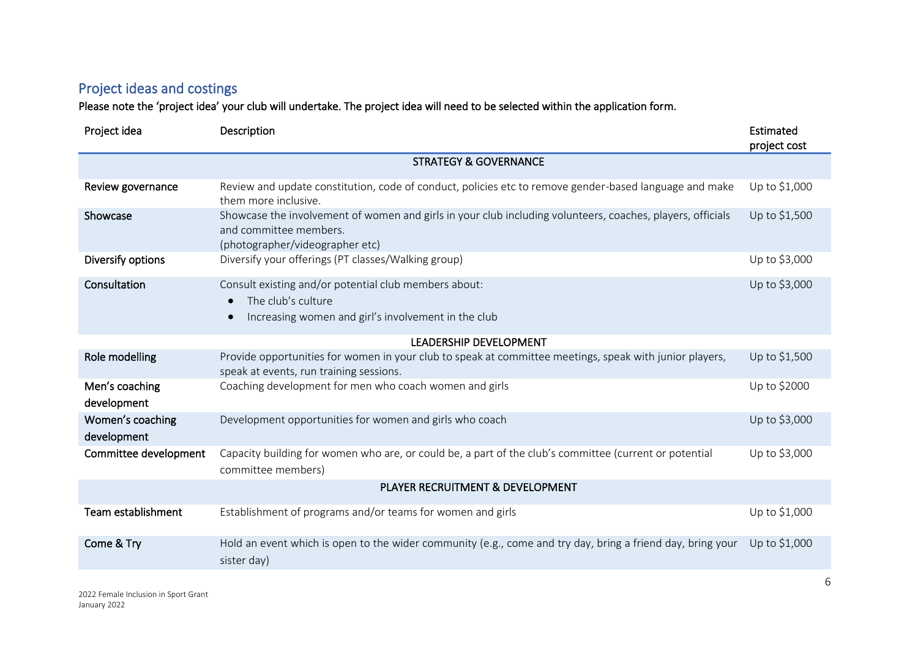## Project ideas and costings

**Please note the 'project idea' your club will undertake. The project idea will need to be selected within the application form.**

| Project idea | Description | Estimated project cost |
|---|---|---|
| | STRATEGY & GOVERNANCE | |
| **Review governance** | Review and update constitution, code of conduct, policies etc to remove gender-based language and make them more inclusive. | Up to $1,000 |
| **Showcase** | Showcase the involvement of women and girls in your club including volunteers, coaches, players, officials and committee members. (photographer/videographer etc) | Up to $1,500 |
| **Diversify options** | Diversify your offerings (PT classes/Walking group) | Up to $3,000 |
| **Consultation** | Consult existing and/or potential club members about: <br>• The club's culture <br>• Increasing women and girl's involvement in the club | Up to $3,000 |
| | LEADERSHIP DEVELOPMENT | |
| **Role modelling** | Provide opportunities for women in your club to speak at committee meetings, speak with junior players, speak at events, run training sessions. | Up to $1,500 |
| **Men's coaching development** | Coaching development for men who coach women and girls | Up to $2000 |
| **Women's coaching development** | Development opportunities for women and girls who coach | Up to $3,000 |
| **Committee development** | Capacity building for women who are, or could be, a part of the club's committee (current or potential committee members) | Up to $3,000 |
| | PLAYER RECRUITMENT & DEVELOPMENT | |
| **Team establishment** | Establishment of programs and/or teams for women and girls | Up to $1,000 |
| **Come & Try** | Hold an event which is open to the wider community (e.g., come and try day, bring a friend day, bring your sister day) | Up to $1,000 |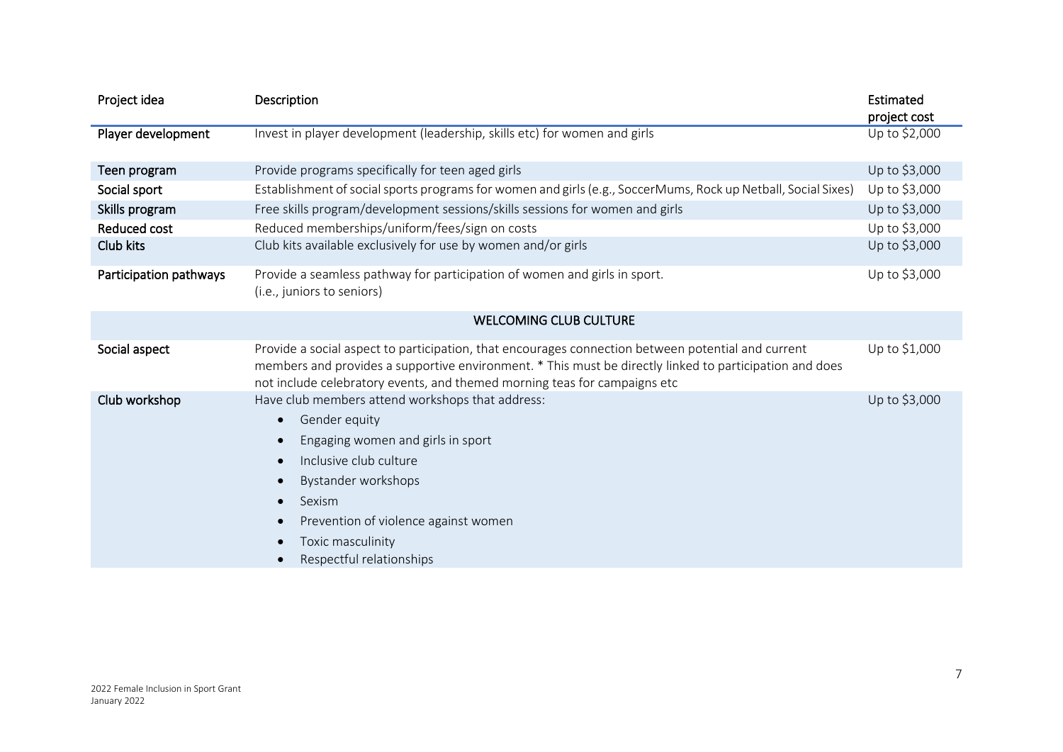| Project idea | Description | Estimated project cost |
|---|---|---|
| Player development | Invest in player development (leadership, skills etc) for women and girls | Up to $2,000 |
| Teen program | Provide programs specifically for teen aged girls | Up to $3,000 |
| Social sport | Establishment of social sports programs for women and girls (e.g., SoccerMums, Rock up Netball, Social Sixes) | Up to $3,000 |
| Skills program | Free skills program/development sessions/skills sessions for women and girls | Up to $3,000 |
| Reduced cost | Reduced memberships/uniform/fees/sign on costs | Up to $3,000 |
| Club kits | Club kits available exclusively for use by women and/or girls | Up to $3,000 |
| Participation pathways | Provide a seamless pathway for participation of women and girls in sport. (i.e., juniors to seniors) | Up to $3,000 |
| | **WELCOMING CLUB CULTURE** | |
| Social aspect | Provide a social aspect to participation, that encourages connection between potential and current members and provides a supportive environment. * This must be directly linked to participation and does not include celebratory events, and themed morning teas for campaigns etc | Up to $1,000 |
| Club workshop | Have club members attend workshops that address:<br>• Gender equity<br>• Engaging women and girls in sport<br>• Inclusive club culture<br>• Bystander workshops<br>• Sexism<br>• Prevention of violence against women<br>• Toxic masculinity<br>• Respectful relationships | Up to $3,000 |

2022 Female Inclusion in Sport Grant
January 2022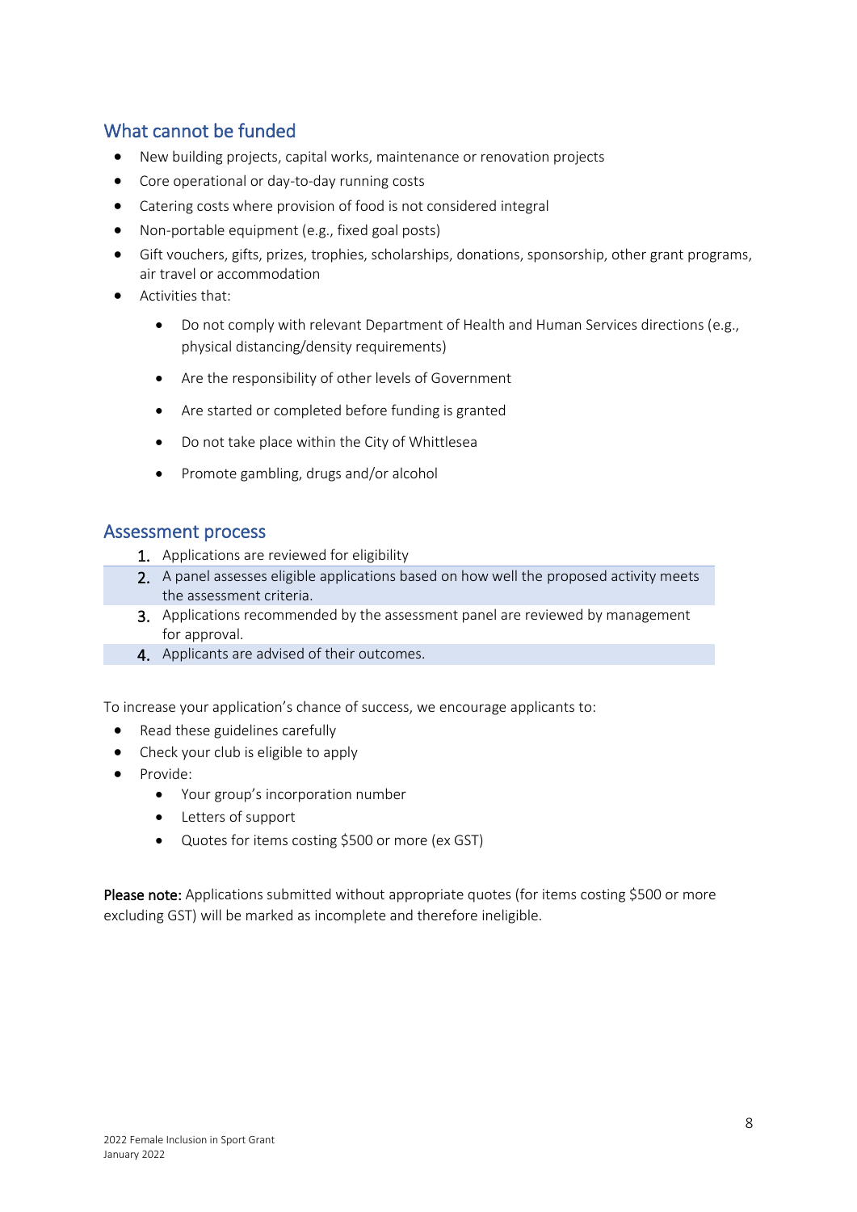## What cannot be funded

- New building projects, capital works, maintenance or renovation projects
- Core operational or day-to-day running costs
- Catering costs where provision of food is not considered integral
- Non-portable equipment (e.g., fixed goal posts)
- Gift vouchers, gifts, prizes, trophies, scholarships, donations, sponsorship, other grant programs, air travel or accommodation
- Activities that:
    - Do not comply with relevant Department of Health and Human Services directions (e.g., physical distancing/density requirements)
    - Are the responsibility of other levels of Government
    - Are started or completed before funding is granted
    - Do not take place within the City of Whittlesea
    - Promote gambling, drugs and/or alcohol

## Assessment process

1. Applications are reviewed for eligibility
2. A panel assesses eligible applications based on how well the proposed activity meets the assessment criteria.
3. Applications recommended by the assessment panel are reviewed by management for approval.
4. Applicants are advised of their outcomes.

To increase your application's chance of success, we encourage applicants to:

- Read these guidelines carefully
- Check your club is eligible to apply
- Provide:
    - Your group's incorporation number
    - Letters of support
    - Quotes for items costing $500 or more (ex GST)

**Please note:** Applications submitted without appropriate quotes (for items costing $500 or more excluding GST) will be marked as incomplete and therefore ineligible.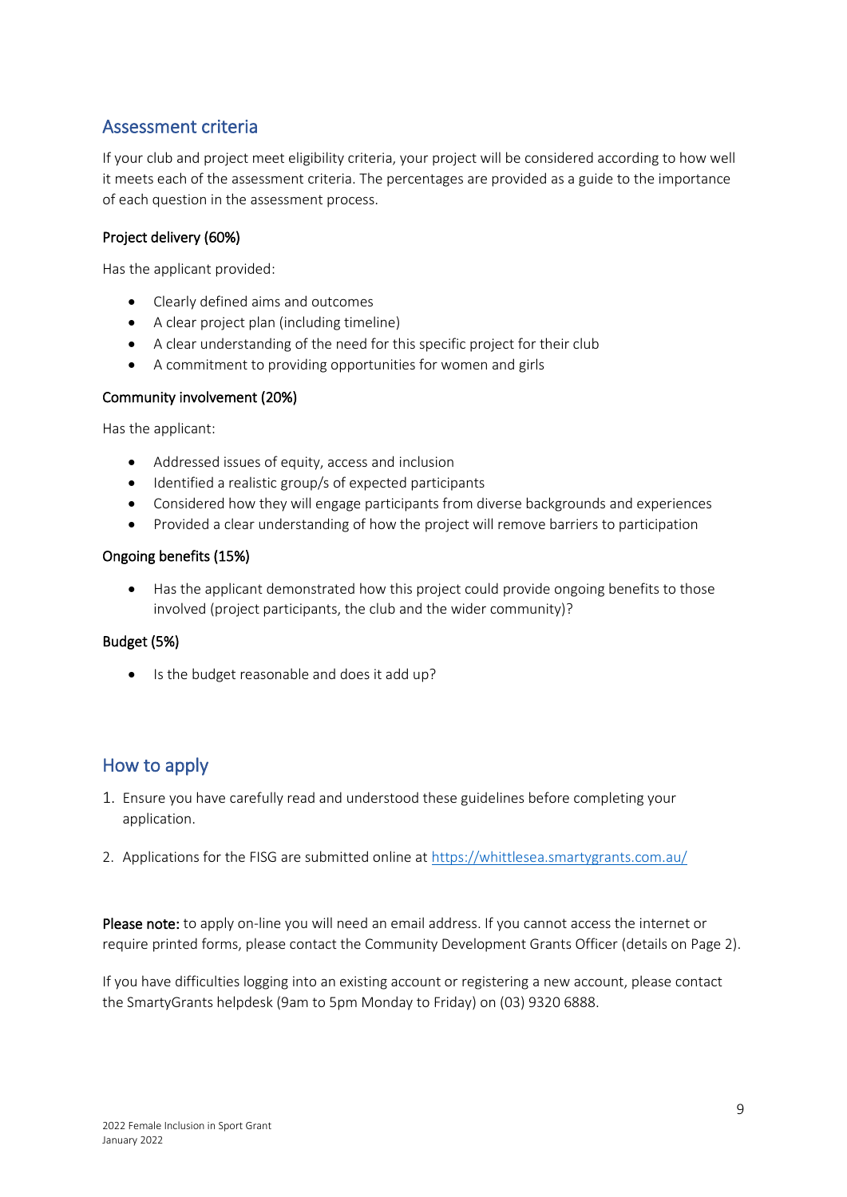## Assessment criteria

If your club and project meet eligibility criteria, your project will be considered according to how well it meets each of the assessment criteria. The percentages are provided as a guide to the importance of each question in the assessment process.

### Project delivery (60%)

Has the applicant provided:

- Clearly defined aims and outcomes
- A clear project plan (including timeline)
- A clear understanding of the need for this specific project for their club
- A commitment to providing opportunities for women and girls

### Community involvement (20%)

Has the applicant:

- Addressed issues of equity, access and inclusion
- Identified a realistic group/s of expected participants
- Considered how they will engage participants from diverse backgrounds and experiences
- Provided a clear understanding of how the project will remove barriers to participation

### Ongoing benefits (15%)

- Has the applicant demonstrated how this project could provide ongoing benefits to those involved (project participants, the club and the wider community)?

### Budget (5%)

- Is the budget reasonable and does it add up?

## How to apply

1. Ensure you have carefully read and understood these guidelines before completing your application.

2. Applications for the FISG are submitted online at [https://whittlesea.smartygrants.com.au/](https://whittlesea.smartygrants.com.au/)

**Please note:** to apply on-line you will need an email address. If you cannot access the internet or require printed forms, please contact the Community Development Grants Officer (details on Page 2).

If you have difficulties logging into an existing account or registering a new account, please contact the SmartyGrants helpdesk (9am to 5pm Monday to Friday) on (03) 9320 6888.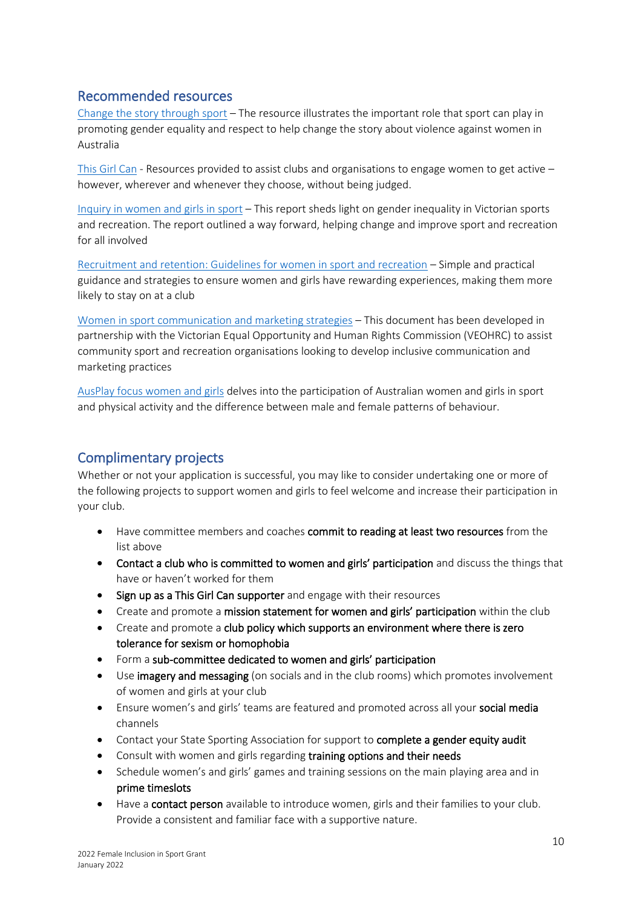## Recommended resources

Change the story through sport – The resource illustrates the important role that sport can play in promoting gender equality and respect to help change the story about violence against women in Australia

This Girl Can - Resources provided to assist clubs and organisations to engage women to get active – however, wherever and whenever they choose, without being judged.

Inquiry in women and girls in sport – This report sheds light on gender inequality in Victorian sports and recreation. The report outlined a way forward, helping change and improve sport and recreation for all involved

Recruitment and retention: Guidelines for women in sport and recreation – Simple and practical guidance and strategies to ensure women and girls have rewarding experiences, making them more likely to stay on at a club

Women in sport communication and marketing strategies – This document has been developed in partnership with the Victorian Equal Opportunity and Human Rights Commission (VEOHRC) to assist community sport and recreation organisations looking to develop inclusive communication and marketing practices

AusPlay focus women and girls delves into the participation of Australian women and girls in sport and physical activity and the difference between male and female patterns of behaviour.

## Complimentary projects

Whether or not your application is successful, you may like to consider undertaking one or more of the following projects to support women and girls to feel welcome and increase their participation in your club.

- Have committee members and coaches **commit to reading at least two resources** from the list above
- **Contact a club who is committed to women and girls' participation** and discuss the things that have or haven't worked for them
- **Sign up as a This Girl Can supporter** and engage with their resources
- Create and promote a **mission statement for women and girls' participation** within the club
- Create and promote a **club policy which supports an environment where there is zero tolerance for sexism or homophobia**
- Form a **sub-committee dedicated to women and girls' participation**
- Use **imagery and messaging** (on socials and in the club rooms) which promotes involvement of women and girls at your club
- Ensure women's and girls' teams are featured and promoted across all your **social media** channels
- Contact your State Sporting Association for support to **complete a gender equity audit**
- Consult with women and girls regarding **training options and their needs**
- Schedule women's and girls' games and training sessions on the main playing area and in **prime timeslots**
- Have a **contact person** available to introduce women, girls and their families to your club. Provide a consistent and familiar face with a supportive nature.